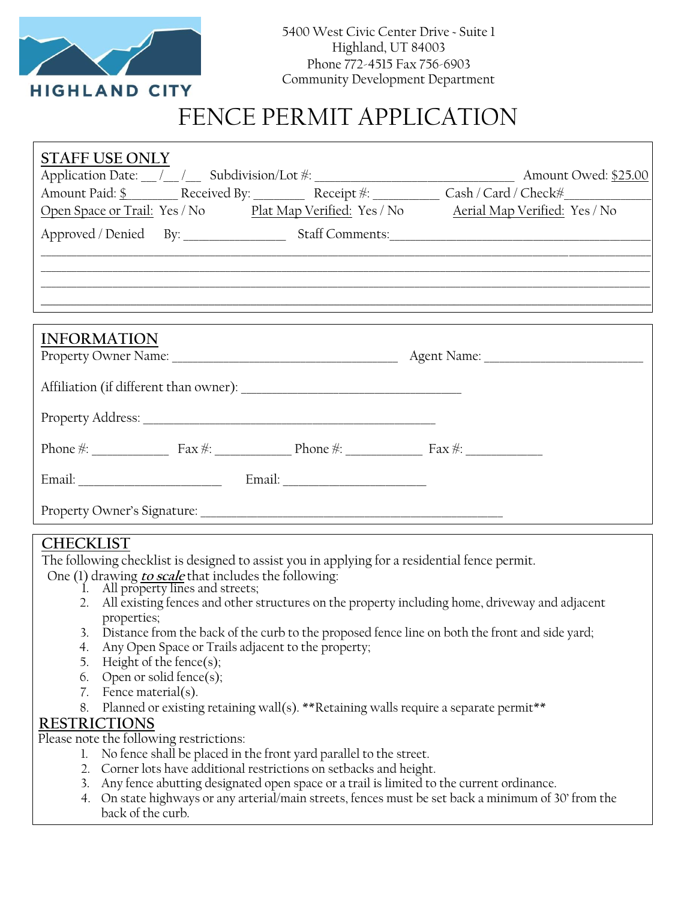HIGHLAND CITY

5400 West Civic Center Drive - Suite 1
Highland, UT 84003
Phone 772-4515 Fax 756-6903
Community Development Department

# FENCE PERMIT APPLICATION

## STAFF USE ONLY

Application Date: \_\_/\_\_/\_\_ Subdivision/Lot #: \_\_\_\_\_\_\_\_\_\_\_\_\_\_\_\_\_\_\_\_\_\_\_\_\_\_\_\_ Amount Owed: $25.00

Amount Paid: $\_\_\_\_\_\_\_ Received By: \_\_\_\_\_\_\_ Receipt #: \_\_\_\_\_\_\_\_\_ Cash / Card / Check#\_\_\_\_\_\_\_\_\_\_\_\_

Open Space or Trail: Yes / No   Plat Map Verified: Yes / No   Aerial Map Verified: Yes / No

Approved / Denied   By: \_\_\_\_\_\_\_\_\_\_\_\_\_\_\_ Staff Comments:\_\_\_\_\_\_\_\_\_\_\_\_\_\_\_\_\_\_\_\_\_\_\_\_\_\_\_\_\_\_\_\_\_\_\_\_

\_\_\_\_\_\_\_\_\_\_\_\_\_\_\_\_\_\_\_\_\_\_\_\_\_\_\_\_\_\_\_\_\_\_\_\_\_\_\_\_\_\_\_\_\_\_\_\_\_\_\_\_\_\_\_\_\_\_\_\_\_\_\_\_\_\_\_\_\_\_\_\_\_\_\_\_\_\_

\_\_\_\_\_\_\_\_\_\_\_\_\_\_\_\_\_\_\_\_\_\_\_\_\_\_\_\_\_\_\_\_\_\_\_\_\_\_\_\_\_\_\_\_\_\_\_\_\_\_\_\_\_\_\_\_\_\_\_\_\_\_\_\_\_\_\_\_\_\_\_\_\_\_\_\_\_\_

\_\_\_\_\_\_\_\_\_\_\_\_\_\_\_\_\_\_\_\_\_\_\_\_\_\_\_\_\_\_\_\_\_\_\_\_\_\_\_\_\_\_\_\_\_\_\_\_\_\_\_\_\_\_\_\_\_\_\_\_\_\_\_\_\_\_\_\_\_\_\_\_\_\_\_\_\_\_

\_\_\_\_\_\_\_\_\_\_\_\_\_\_\_\_\_\_\_\_\_\_\_\_\_\_\_\_\_\_\_\_\_\_\_\_\_\_\_\_\_\_\_\_\_\_\_\_\_\_\_\_\_\_\_\_\_\_\_\_\_\_\_\_\_\_\_\_\_\_\_\_\_\_\_\_\_\_

## INFORMATION

Property Owner Name: \_\_\_\_\_\_\_\_\_\_\_\_\_\_\_\_\_\_\_\_\_\_\_\_\_\_\_\_\_\_\_\_\_\_ Agent Name: \_\_\_\_\_\_\_\_\_\_\_\_\_\_\_\_\_\_\_\_\_\_\_

Affiliation (if different than owner): \_\_\_\_\_\_\_\_\_\_\_\_\_\_\_\_\_\_\_\_\_\_\_\_\_\_\_\_\_\_\_\_\_\_

Property Address: \_\_\_\_\_\_\_\_\_\_\_\_\_\_\_\_\_\_\_\_\_\_\_\_\_\_\_\_\_\_\_\_\_\_\_\_\_\_\_\_\_\_\_\_\_\_

Phone #: \_\_\_\_\_\_\_\_\_\_\_ Fax #: \_\_\_\_\_\_\_\_\_\_\_ Phone #: \_\_\_\_\_\_\_\_\_\_\_ Fax #: \_\_\_\_\_\_\_\_\_\_\_

Email: \_\_\_\_\_\_\_\_\_\_\_\_\_\_\_\_\_\_\_\_\_\_ Email: \_\_\_\_\_\_\_\_\_\_\_\_\_\_\_\_\_\_\_\_\_\_

Property Owner's Signature: \_\_\_\_\_\_\_\_\_\_\_\_\_\_\_\_\_\_\_\_\_\_\_\_\_\_\_\_\_\_\_\_\_\_\_\_\_\_\_\_\_\_\_\_\_\_

## CHECKLIST

The following checklist is designed to assist you in applying for a residential fence permit.

One (1) drawing ***to scale*** that includes the following:

1. All property lines and streets;
2. All existing fences and other structures on the property including home, driveway and adjacent properties;
3. Distance from the back of the curb to the proposed fence line on both the front and side yard;
4. Any Open Space or Trails adjacent to the property;
5. Height of the fence(s);
6. Open or solid fence(s);
7. Fence material(s).
8. Planned or existing retaining wall(s). **Retaining walls require a separate permit**

## RESTRICTIONS

Please note the following restrictions:

1. No fence shall be placed in the front yard parallel to the street.
2. Corner lots have additional restrictions on setbacks and height.
3. Any fence abutting designated open space or a trail is limited to the current ordinance.
4. On state highways or any arterial/main streets, fences must be set back a minimum of 30' from the back of the curb.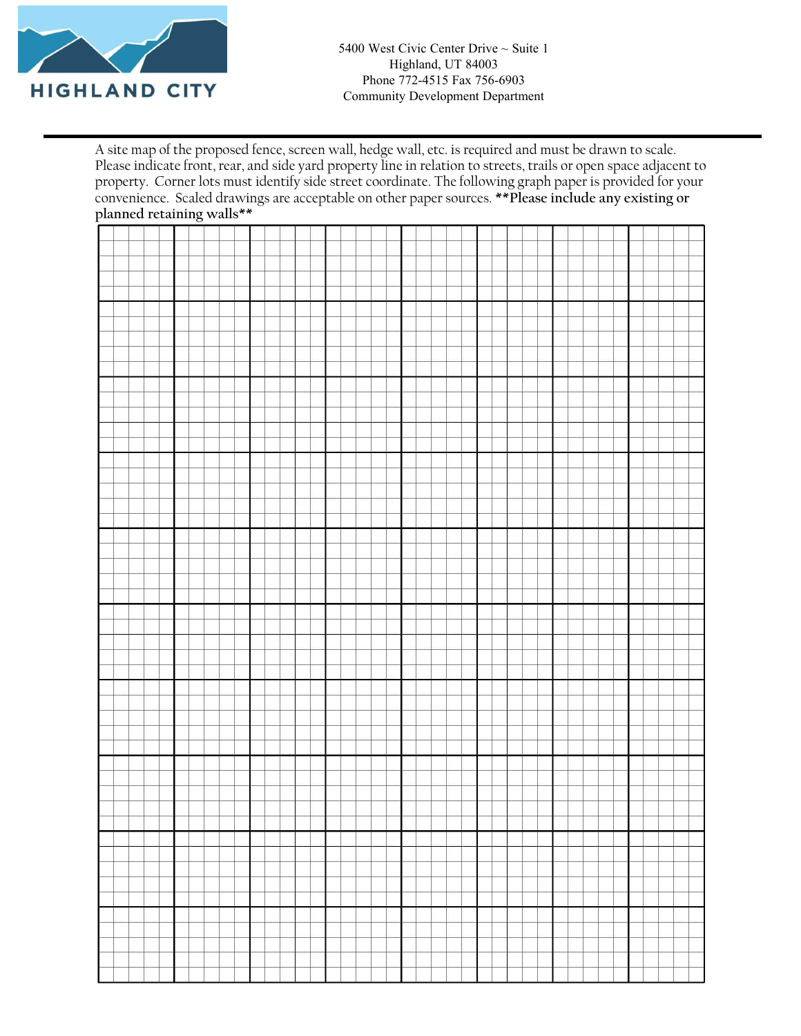HIGHLAND CITY

5400 West Civic Center Drive ~ Suite 1
Highland, UT 84003
Phone 772-4515 Fax 756-6903
Community Development Department

---

A site map of the proposed fence, screen wall, hedge wall, etc. is required and must be drawn to scale. Please indicate front, rear, and side yard property line in relation to streets, trails or open space adjacent to property. Corner lots must identify side street coordinate. The following graph paper is provided for your convenience. Scaled drawings are acceptable on other paper sources. **\*\*Please include any existing or planned retaining walls\*\***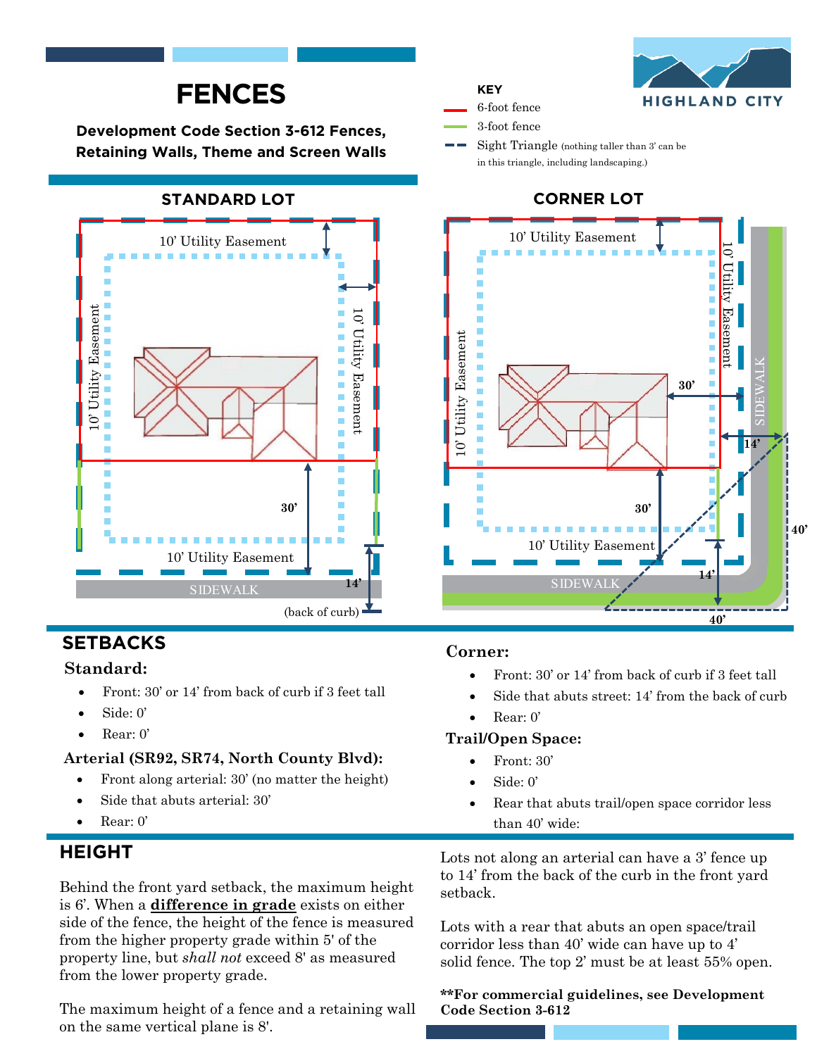# FENCES

**Development Code Section 3-612 Fences, Retaining Walls, Theme and Screen Walls**

HIGHLAND CITY

**KEY**

- 6-foot fence
- 3-foot fence
- Sight Triangle (nothing taller than 3' can be in this triangle, including landscaping.)

## STANDARD LOT

10' Utility Easement

10' Utility Easement

10' Utility Easement

10' Utility Easement

30'

14'

SIDEWALK

(back of curb)

## CORNER LOT

10' Utility Easement

10' Utility Easement

10' Utility Easement

10' Utility Easement

30'

30'

14'

14'

SIDEWALK

SIDEWALK

40'

40'

## SETBACKS

### Standard:

- Front: 30' or 14' from back of curb if 3 feet tall
- Side: 0'
- Rear: 0'

### Arterial (SR92, SR74, North County Blvd):

- Front along arterial: 30' (no matter the height)
- Side that abuts arterial: 30'
- Rear: 0'

### Corner:

- Front: 30' or 14' from back of curb if 3 feet tall
- Side that abuts street: 14' from the back of curb
- Rear: 0'

### Trail/Open Space:

- Front: 30'
- Side: 0'
- Rear that abuts trail/open space corridor less than 40' wide:

## HEIGHT

Behind the front yard setback, the maximum height is 6'. When a **difference in grade** exists on either side of the fence, the height of the fence is measured from the higher property grade within 5' of the property line, but *shall not* exceed 8' as measured from the lower property grade.

The maximum height of a fence and a retaining wall on the same vertical plane is 8'.

Lots not along an arterial can have a 3' fence up to 14' from the back of the curb in the front yard setback.

Lots with a rear that abuts an open space/trail corridor less than 40' wide can have up to 4' solid fence. The top 2' must be at least 55% open.

**\*\*For commercial guidelines, see Development Code Section 3-612**